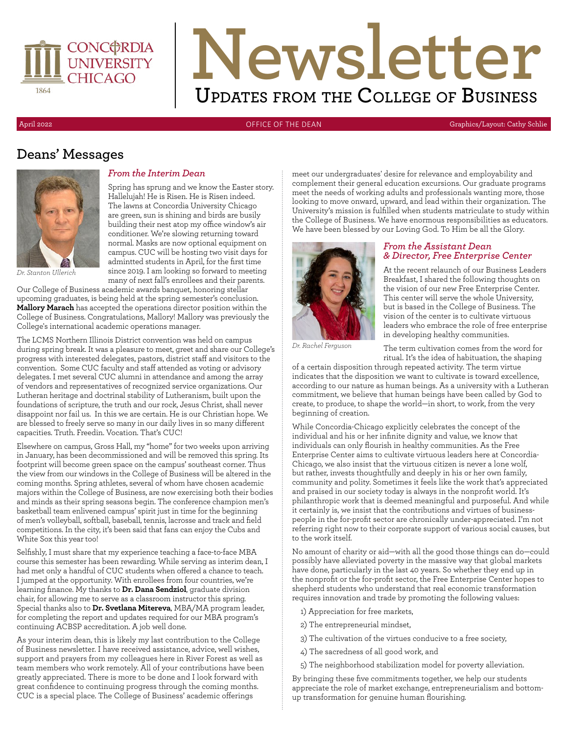# Newsletter

## Updates from the College of Business

April 2022 | OFFICE OF THE DEAN | Graphics/Layout: Cathy Schlie

## Deans' Messages

### *From the Interim Dean*

*Dr. Stanton Ullerich*

Spring has sprung and we know the Easter story. Hallelujah! He is Risen. He is Risen indeed. The lawns at Concordia University Chicago are green, sun is shining and birds are busily building their nest atop my office window's air conditioner. We're slowing returning toward normal. Masks are now optional equipment on campus. CUC will be hosting two visit days for admintted students in April, for the first time since 2019. I am looking so forward to meeting many of next fall's enrollees and their parents. Our College of Business academic awards banquet, honoring stellar upcoming graduates, is being held at the spring semester's conclusion. **Mallory Marach** has accepted the operations director position within the College of Business. Congratulations, Mallory! Mallory was previously the College's international academic operations manager.

The LCMS Northern Illinois District convention was held on campus during spring break. It was a pleasure to meet, greet and share our College's progress with interested delegates, pastors, district staff and visitors to the convention. Some CUC faculty and staff attended as voting or advisory delegates. I met several CUC alumni in attendance and among the array of vendors and representatives of recognized service organizations. Our Lutheran heritage and doctrinal stability of Lutheranism, built upon the foundations of scripture, the truth and our rock, Jesus Christ, shall never disappoint nor fail us. In this we are certain. He is our Christian hope. We are blessed to freely serve so many in our daily lives in so many different capacities. Truth. Freedin. Vocation. That's CUC!

Elsewhere on campus, Gross Hall, my "home" for two weeks upon arriving in January, has been decommissioned and will be removed this spring. Its footprint will become green space on the campus' southeast corner. Thus the view from our windows in the College of Business will be altered in the coming months. Spring athletes, several of whom have chosen academic majors within the College of Business, are now exercising both their bodies and minds as their spring seasons begin. The conference champion men's basketball team enlivened campus' spirit just in time for the beginning of men's volleyball, softball, baseball, tennis, lacrosse and track and field competitions. In the city, it's been said that fans can enjoy the Cubs and White Sox this year too!

Selfishly, I must share that my experience teaching a face-to-face MBA course this semester has been rewarding. While serving as interim dean, I had met only a handful of CUC students when offered a chance to teach. I jumped at the opportunity. With enrollees from four countries, we're learning finance. My thanks to **Dr. Dana Sendziol**, graduate division chair, for allowing me to serve as a classroom instructor this spring. Special thanks also to **Dr. Svetlana Mitereva**, MBA/MA program leader, for completing the report and updates required for our MBA program's continuing ACBSP accreditation. A job well done.

As your interim dean, this is likely my last contribution to the College of Business newsletter. I have received assistance, advice, well wishes, support and prayers from my colleagues here in River Forest as well as team members who work remotely. All of your contributions have been greatly appreciated. There is more to be done and I look forward with great confidence to continuing progress through the coming months. CUC is a special place. The College of Business' academic offerings meet our undergraduates' desire for relevance and employability and complement their general education excursions. Our graduate programs meet the needs of working adults and professionals wanting more, those looking to move onward, upward, and lead within their organization. The University's mission is fulfilled when students matriculate to study within the College of Business. We have enormous responsibilities as educators. We have been blessed by our Loving God. To Him be all the Glory.

### *From the Assistant Dean & Director, Free Enterprise Center*

*Dr. Rachel Ferguson*

At the recent relaunch of our Business Leaders Breakfast, I shared the following thoughts on the vision of our new Free Enterprise Center. This center will serve the whole University, but is based in the College of Business. The vision of the center is to cultivate virtuous leaders who embrace the role of free enterprise in developing healthy communities.

The term cultivation comes from the word for ritual. It's the idea of habituation, the shaping of a certain disposition through repeated activity. The term virtue indicates that the disposition we want to cultivate is toward excellence, according to our nature as human beings. As a university with a Lutheran commitment, we believe that human beings have been called by God to create, to produce, to shape the world—in short, to work, from the very beginning of creation.

While Concordia-Chicago explicitly celebrates the concept of the individual and his or her infinite dignity and value, we know that individuals can only flourish in healthy communities. As the Free Enterprise Center aims to cultivate virtuous leaders here at Concordia-Chicago, we also insist that the virtuous citizen is never a lone wolf, but rather, invests thoughtfully and deeply in his or her own family, community and polity. Sometimes it feels like the work that's appreciated and praised in our society today is always in the nonprofit world. It's philanthropic work that is deemed meaningful and purposeful. And while it certainly is, we insist that the contributions and virtues of business-people in the for-profit sector are chronically under-appreciated. I'm not referring right now to their corporate support of various social causes, but to the work itself.

No amount of charity or aid—with all the good those things can do—could possibly have alleviated poverty in the massive way that global markets have done, particularly in the last 40 years. So whether they end up in the nonprofit or the for-profit sector, the Free Enterprise Center hopes to shepherd students who understand that real economic transformation requires innovation and trade by promoting the following values:

1) Appreciation for free markets,

2) The entrepreneurial mindset,

3) The cultivation of the virtues conducive to a free society,

4) The sacredness of all good work, and

5) The neighborhood stabilization model for poverty alleviation.

By bringing these five commitments together, we help our students appreciate the role of market exchange, entrepreneurialism and bottom-up transformation for genuine human flourishing.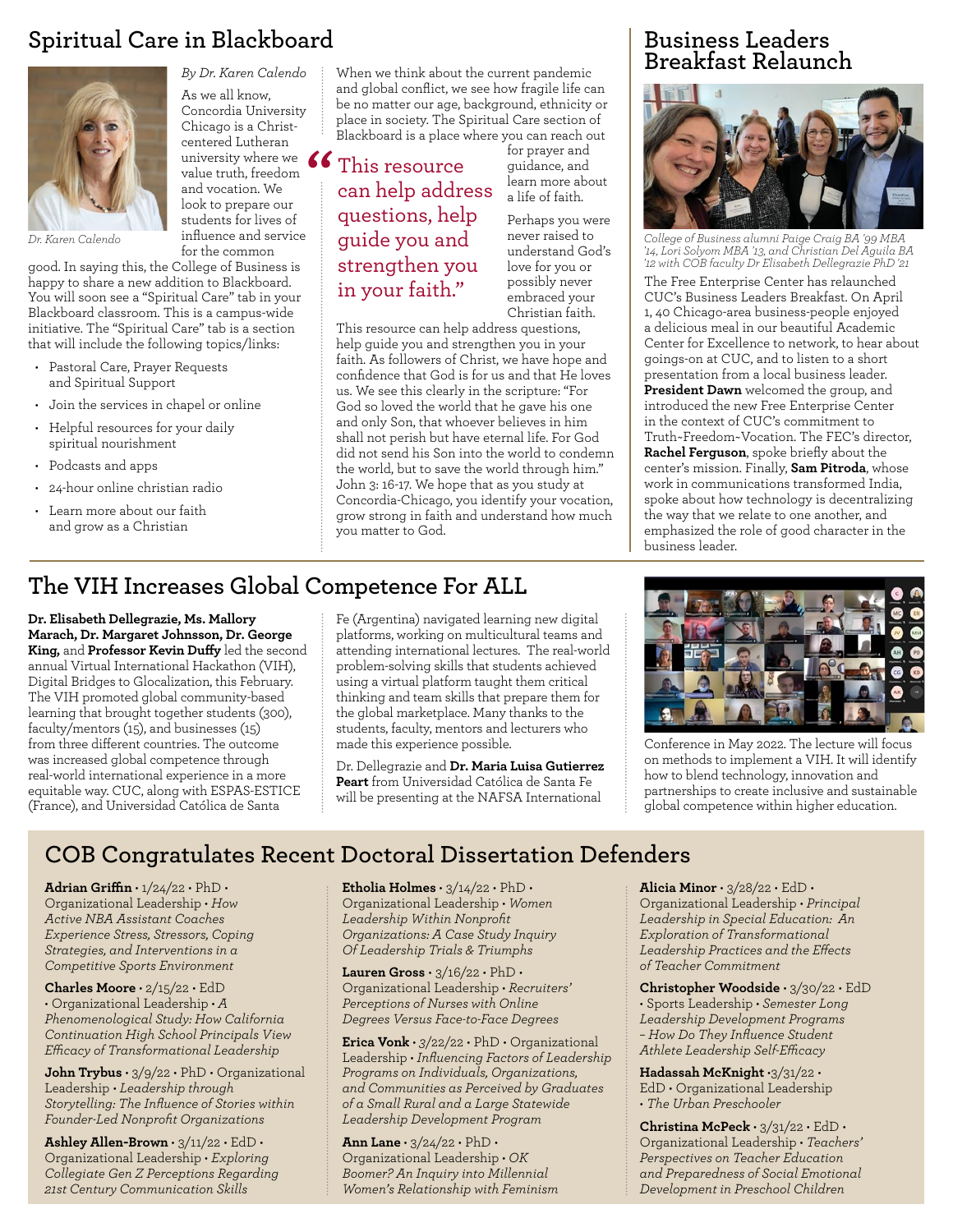## Spiritual Care in Blackboard

Dr. Karen Calendo

*By Dr. Karen Calendo*

As we all know, Concordia University Chicago is a Christ-centered Lutheran university where we value truth, freedom and vocation. We look to prepare our students for lives of influence and service for the common good. In saying this, the College of Business is happy to share a new addition to Blackboard. You will soon see a "Spiritual Care" tab in your Blackboard classroom. This is a campus-wide initiative. The "Spiritual Care" tab is a section that will include the following topics/links:

- Pastoral Care, Prayer Requests and Spiritual Support
- Join the services in chapel or online
- Helpful resources for your daily spiritual nourishment
- Podcasts and apps
- 24-hour online christian radio
- Learn more about our faith and grow as a Christian

When we think about the current pandemic and global conflict, we see how fragile life can be no matter our age, background, ethnicity or place in society. The Spiritual Care section of Blackboard is a place where you can reach out for prayer and guidance, and learn more about a life of faith.

> "This resource can help address questions, help guide you and strengthen you in your faith."

Perhaps you were never raised to understand God's love for you or possibly never embraced your Christian faith.

This resource can help address questions, help guide you and strengthen you in your faith. As followers of Christ, we have hope and confidence that God is for us and that He loves us. We see this clearly in the scripture: "For God so loved the world that he gave his one and only Son, that whoever believes in him shall not perish but have eternal life. For God did not send his Son into the world to condemn the world, but to save the world through him." John 3: 16-17. We hope that as you study at Concordia-Chicago, you identify your vocation, grow strong in faith and understand how much you matter to God.

## Business Leaders Breakfast Relaunch

*College of Business alumni Paige Craig BA '99 MBA '14, Lori Solyom MBA '13, and Christian Del Aguila BA '12 with COB faculty Dr Elisabeth Dellegrazie PhD '21*

The Free Enterprise Center has relaunched CUC's Business Leaders Breakfast. On April 1, 40 Chicago-area business-people enjoyed a delicious meal in our beautiful Academic Center for Excellence to network, to hear about goings-on at CUC, and to listen to a short presentation from a local business leader. **President Dawn** welcomed the group, and introduced the new Free Enterprise Center in the context of CUC's commitment to Truth~Freedom~Vocation. The FEC's director, **Rachel Ferguson**, spoke briefly about the center's mission. Finally, **Sam Pitroda**, whose work in communications transformed India, spoke about how technology is decentralizing the way that we relate to one another, and emphasized the role of good character in the business leader.

## The VIH Increases Global Competence For ALL

**Dr. Elisabeth Dellegrazie, Ms. Mallory Marach, Dr. Margaret Johnsson, Dr. George King,** and **Professor Kevin Duffy** led the second annual Virtual International Hackathon (VIH), Digital Bridges to Glocalization, this February. The VIH promoted global community-based learning that brought together students (300), faculty/mentors (15), and businesses (15) from three different countries. The outcome was increased global competence through real-world international experience in a more equitable way. CUC, along with ESPAS-ESTICE (France), and Universidad Católica de Santa Fe (Argentina) navigated learning new digital platforms, working on multicultural teams and attending international lectures. The real-world problem-solving skills that students achieved using a virtual platform taught them critical thinking and team skills that prepare them for the global marketplace. Many thanks to the students, faculty, mentors and lecturers who made this experience possible.

Dr. Dellegrazie and **Dr. Maria Luisa Gutierrez Peart** from Universidad Católica de Santa Fe will be presenting at the NAFSA International Conference in May 2022. The lecture will focus on methods to implement a VIH. It will identify how to blend technology, innovation and partnerships to create inclusive and sustainable global competence within higher education.

## COB Congratulates Recent Doctoral Dissertation Defenders

**Adrian Griffin** • 1/24/22 • PhD • Organizational Leadership • *How Active NBA Assistant Coaches Experience Stress, Stressors, Coping Strategies, and Interventions in a Competitive Sports Environment*

**Charles Moore** • 2/15/22 • EdD • Organizational Leadership • *A Phenomenological Study: How California Continuation High School Principals View Efficacy of Transformational Leadership*

**John Trybus** • 3/9/22 • PhD • Organizational Leadership • *Leadership through Storytelling: The Influence of Stories within Founder-Led Nonprofit Organizations*

**Ashley Allen-Brown** • 3/11/22 • EdD • Organizational Leadership • *Exploring Collegiate Gen Z Perceptions Regarding 21st Century Communication Skills*

**Etholia Holmes** • 3/14/22 • PhD • Organizational Leadership • *Women Leadership Within Nonprofit Organizations: A Case Study Inquiry Of Leadership Trials & Triumphs*

**Lauren Gross** • 3/16/22 • PhD • Organizational Leadership • *Recruiters' Perceptions of Nurses with Online Degrees Versus Face-to-Face Degrees*

**Erica Vonk** • 3/22/22 • PhD • Organizational Leadership • *Influencing Factors of Leadership Programs on Individuals, Organizations, and Communities as Perceived by Graduates of a Small Rural and a Large Statewide Leadership Development Program*

**Ann Lane** • 3/24/22 • PhD • Organizational Leadership • *OK Boomer? An Inquiry into Millennial Women's Relationship with Feminism*

**Alicia Minor** • 3/28/22 • EdD • Organizational Leadership • *Principal Leadership in Special Education: An Exploration of Transformational Leadership Practices and the Effects of Teacher Commitment*

**Christopher Woodside** • 3/30/22 • EdD • Sports Leadership • *Semester Long Leadership Development Programs – How Do They Influence Student Athlete Leadership Self-Efficacy*

**Hadassah McKnight** • 3/31/22 • EdD • Organizational Leadership • *The Urban Preschooler*

**Christina McPeck** • 3/31/22 • EdD • Organizational Leadership • *Teachers' Perspectives on Teacher Education and Preparedness of Social Emotional Development in Preschool Children*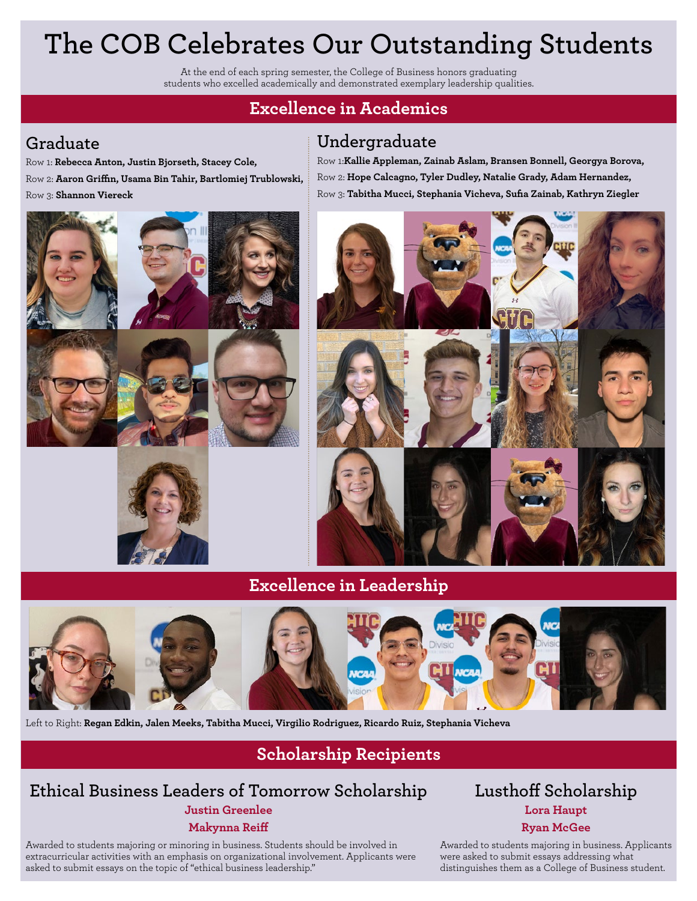# The COB Celebrates Our Outstanding Students

At the end of each spring semester, the College of Business honors graduating students who excelled academically and demonstrated exemplary leadership qualities.

## Excellence in Academics

### Graduate

Row 1: **Rebecca Anton, Justin Bjorseth, Stacey Cole,**

Row 2: **Aaron Griffin, Usama Bin Tahir, Bartlomiej Trublowski,**

Row 3: **Shannon Viereck**

### Undergraduate

Row 1:**Kallie Appleman, Zainab Aslam, Bransen Bonnell, Georgya Borova,**

Row 2: **Hope Calcagno, Tyler Dudley, Natalie Grady, Adam Hernandez,**

Row 3: **Tabitha Mucci, Stephania Vicheva, Sufia Zainab, Kathryn Ziegler**

## Excellence in Leadership

Left to Right: **Regan Edkin, Jalen Meeks, Tabitha Mucci, Virgilio Rodriguez, Ricardo Ruiz, Stephania Vicheva**

## Scholarship Recipients

### Ethical Business Leaders of Tomorrow Scholarship

**Justin Greenlee**

**Makynna Reiff**

Awarded to students majoring or minoring in business. Students should be involved in extracurricular activities with an emphasis on organizational involvement. Applicants were asked to submit essays on the topic of "ethical business leadership."

### Lusthoff Scholarship

**Lora Haupt**

**Ryan McGee**

Awarded to students majoring in business. Applicants were asked to submit essays addressing what distinguishes them as a College of Business student.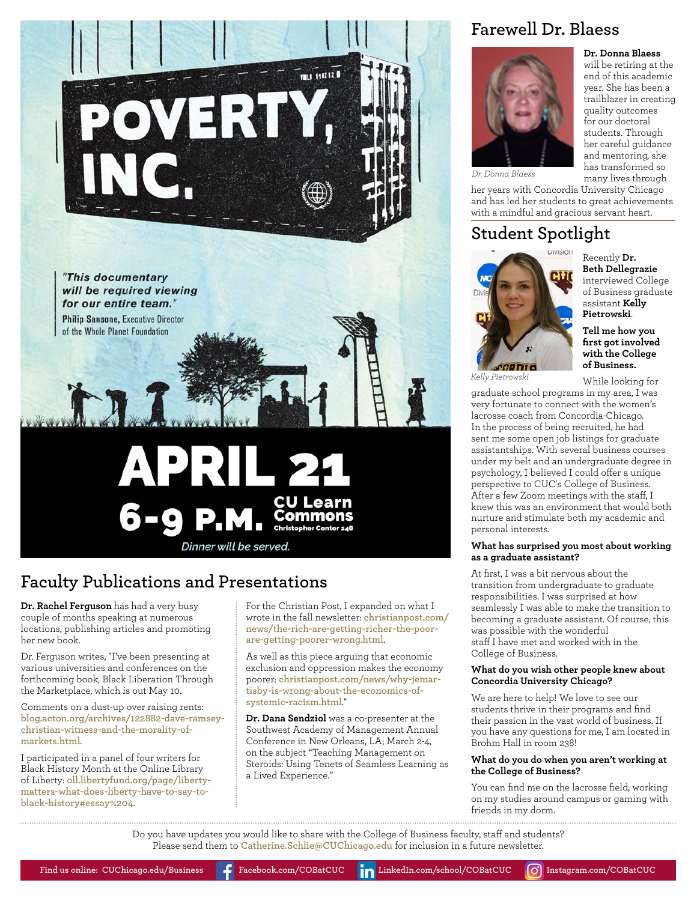# POVERTY, INC.

*"This documentary will be required viewing for our entire team."*

Philip Sansone, Executive Director of the Whole Planet Foundation

**APRIL 21**

**6-9 P.M.** CU Learn Commons Christopher Center 248

*Dinner will be served.*

## Faculty Publications and Presentations

**Dr. Rachel Ferguson** has had a very busy couple of months speaking at numerous locations, publishing articles and promoting her new book.

Dr. Ferguson writes, "I've been presenting at various universities and conferences on the forthcoming book, Black Liberation Through the Marketplace, which is out May 10.

Comments on a dust-up over raising rents: blog.acton.org/archives/122882-dave-ramsey-christian-witness-and-the-morality-of-markets.html.

I participated in a panel of four writers for Black History Month at the Online Library of Liberty: oll.libertyfund.org/page/liberty-matters-what-does-liberty-have-to-say-to-black-history#essay%204.

For the Christian Post, I expanded on what I wrote in the fall newsletter: christianpost.com/news/the-rich-are-getting-richer-the-poor-are-getting-poorer-wrong.html.

As well as this piece arguing that economic exclusion and oppression makes the economy poorer: christianpost.com/news/why-jemar-tisby-is-wrong-about-the-economics-of-systemic-racism.html."

**Dr. Dana Sendziol** was a co-presenter at the Southwest Academy of Management Annual Conference in New Orleans, LA; March 2-4, on the subject "Teaching Management on Steroids: Using Tenets of Seamless Learning as a Lived Experience."

## Farewell Dr. Blaess

*Dr. Donna Blaess*

**Dr. Donna Blaess** will be retiring at the end of this academic year. She has been a trailblazer in creating quality outcomes for our doctoral students. Through her careful guidance and mentoring, she has transformed so many lives through her years with Concordia University Chicago and has led her students to great achievements with a mindful and gracious servant heart.

## Student Spotlight

*Kelly Pietrowski*

Recently **Dr. Beth Dellegrazie** interviewed College of Business graduate assistant **Kelly Pietrowski**.

**Tell me how you first got involved with the College of Business.**

While looking for graduate school programs in my area, I was very fortunate to connect with the women's lacrosse coach from Concordia-Chicago. In the process of being recruited, he had sent me some open job listings for graduate assistantships. With several business courses under my belt and an undergraduate degree in psychology, I believed I could offer a unique perspective to CUC's College of Business. After a few Zoom meetings with the staff, I knew this was an environment that would both nurture and stimulate both my academic and personal interests.

**What has surprised you most about working as a graduate assistant?**

At first, I was a bit nervous about the transition from undergraduate to graduate responsibilities. I was surprised at how seamlessly I was able to make the transition to becoming a graduate assistant. Of course, this was possible with the wonderful staff I have met and worked with in the College of Business.

**What do you wish other people knew about Concordia University Chicago?**

We are here to help! We love to see our students thrive in their programs and find their passion in the vast world of business. If you have any questions for me, I am located in Brohm Hall in room 238!

**What do you do when you aren't working at the College of Business?**

You can find me on the lacrosse field, working on my studies around campus or gaming with friends in my dorm.

---

Do you have updates you would like to share with the College of Business faculty, staff and students? Please send them to Catherine.Schlie@CUChicago.edu for inclusion in a future newsletter.

Find us online: CUChicago.edu/Business | Facebook.com/COBatCUC | LinkedIn.com/school/COBatCUC | Instagram.com/COBatCUC